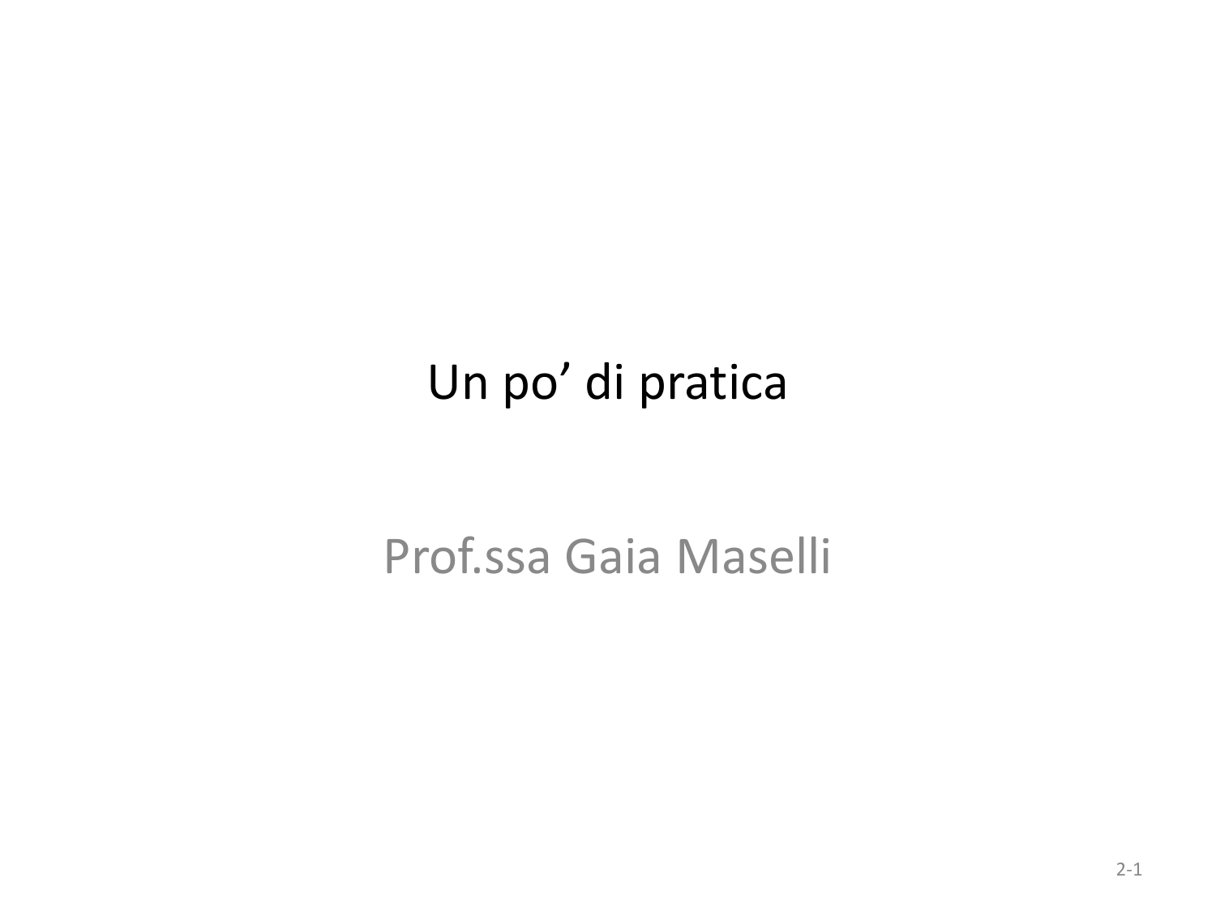# Un po’ di pratica

Prof.ssa Gaia Maselli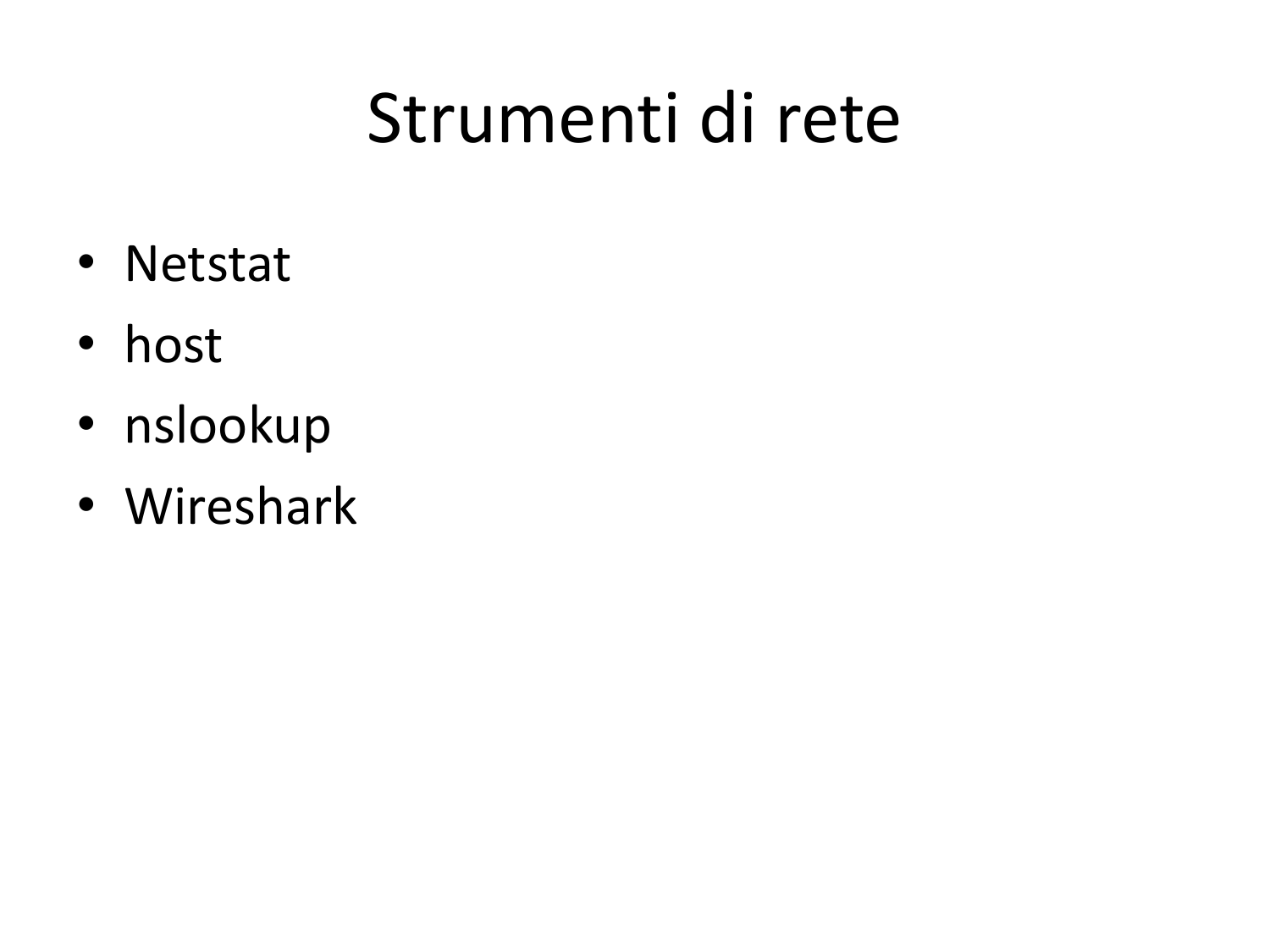# Strumenti di rete

- Netstat
- host
- nslookup
- Wireshark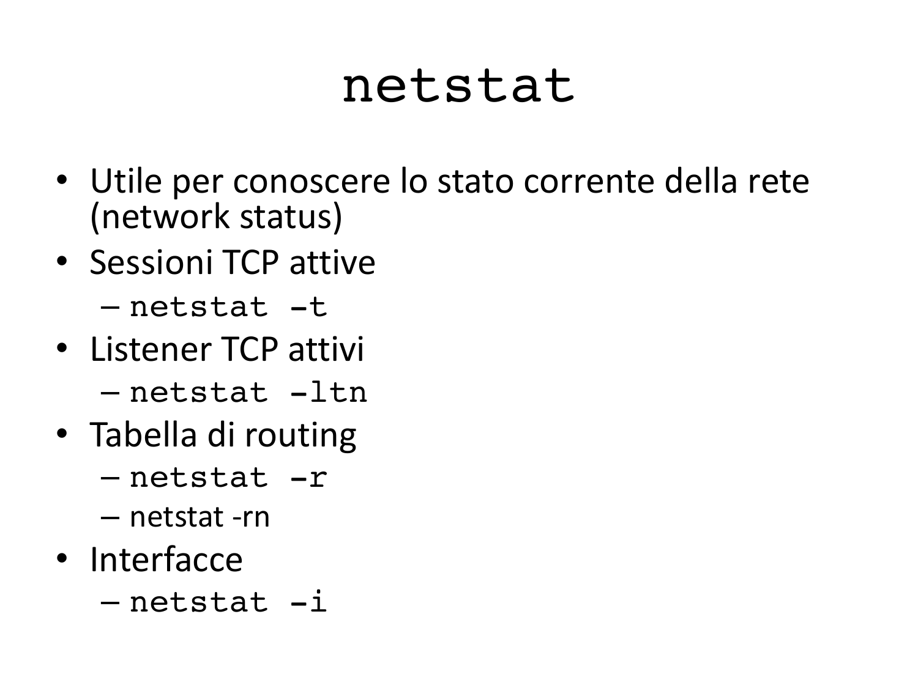# netstat

- Utile per conoscere lo stato corrente della rete (network status)
- Sessioni TCP attive
  - `netstat -t`
- Listener TCP attivi
  - `netstat -ltn`
- Tabella di routing
  - `netstat -r`
  - netstat -rn
- Interfacce
  - `netstat -i`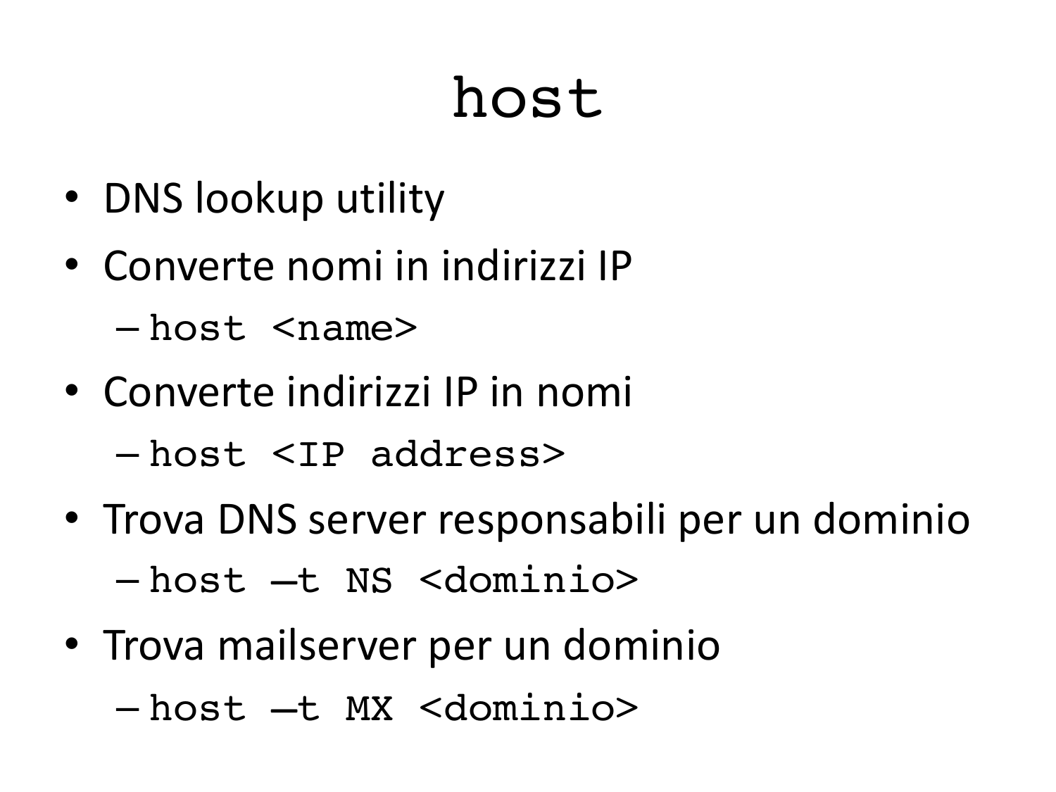# host

- DNS lookup utility
- Converte nomi in indirizzi IP
  - `host <name>`
- Converte indirizzi IP in nomi
  - `host <IP address>`
- Trova DNS server responsabili per un dominio
  - `host –t NS <dominio>`
- Trova mailserver per un dominio
  - `host –t MX <dominio>`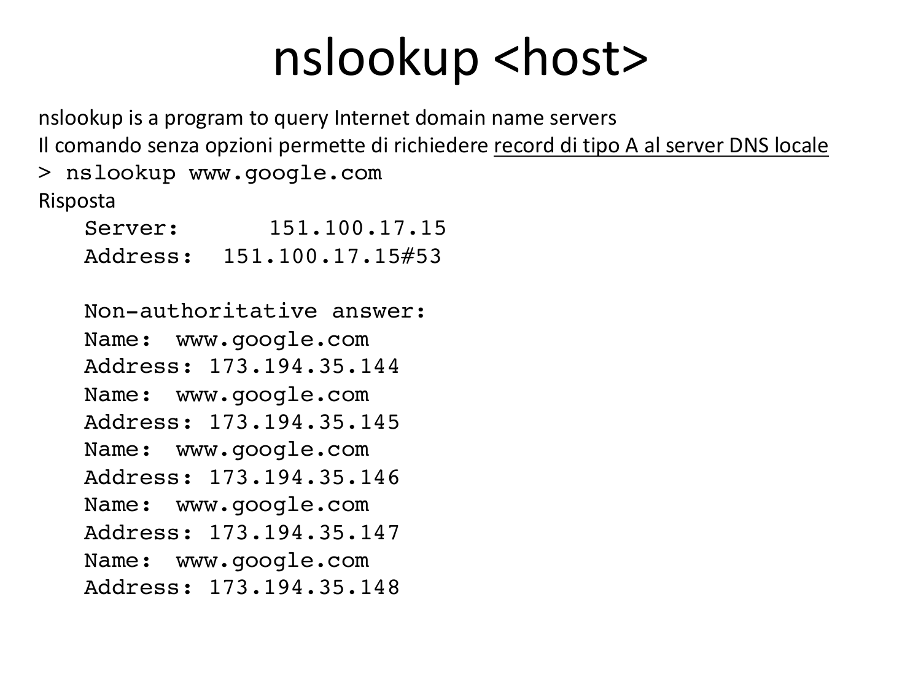# nslookup <host>

nslookup is a program to query Internet domain name servers

Il comando senza opzioni permette di richiedere <u>record di tipo A al server DNS locale</u>

```
> nslookup www.google.com
```

Risposta

```
Server:		151.100.17.15
Address:	151.100.17.15#53

Non-authoritative answer:
Name:	www.google.com
Address: 173.194.35.144
Name:	www.google.com
Address: 173.194.35.145
Name:	www.google.com
Address: 173.194.35.146
Name:	www.google.com
Address: 173.194.35.147
Name:	www.google.com
Address: 173.194.35.148
```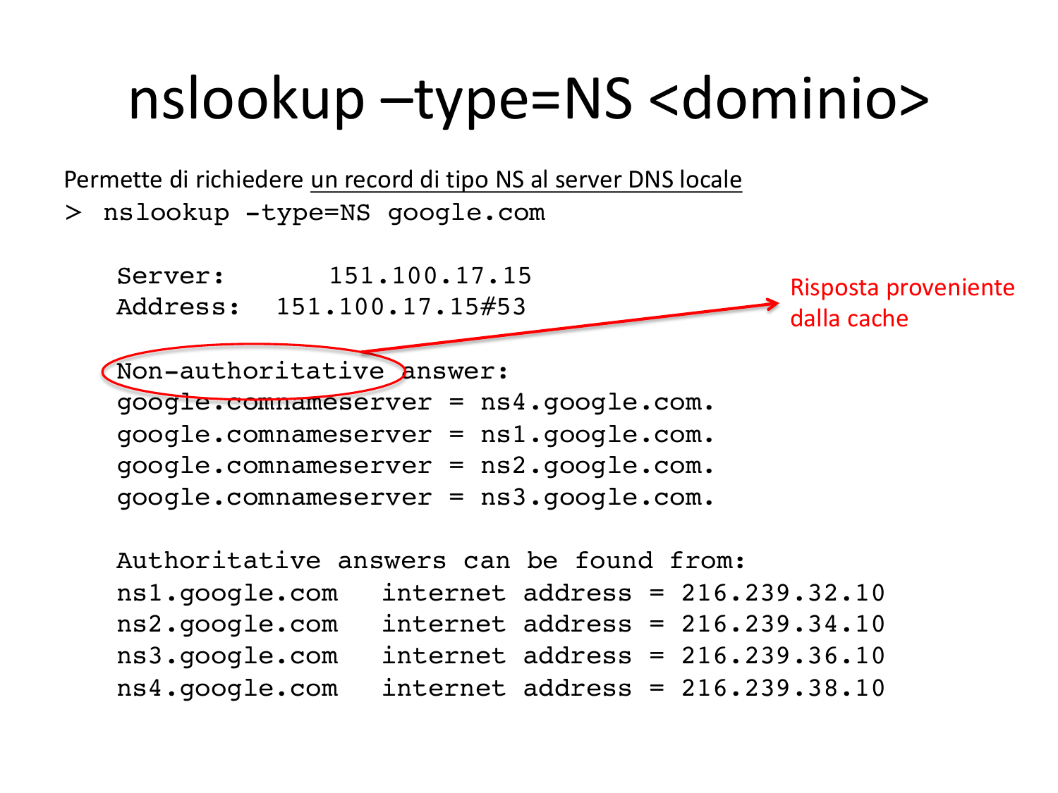# nslookup –type=NS <dominio>

Permette di richiedere un record di tipo NS al server DNS locale

```
> nslookup -type=NS google.com

    Server:       151.100.17.15
    Address:  151.100.17.15#53

    Non-authoritative answer:
    google.comnameserver = ns4.google.com.
    google.comnameserver = ns1.google.com.
    google.comnameserver = ns2.google.com.
    google.comnameserver = ns3.google.com.

    Authoritative answers can be found from:
    ns1.google.com   internet address = 216.239.32.10
    ns2.google.com   internet address = 216.239.34.10
    ns3.google.com   internet address = 216.239.36.10
    ns4.google.com   internet address = 216.239.38.10
```

Risposta proveniente dalla cache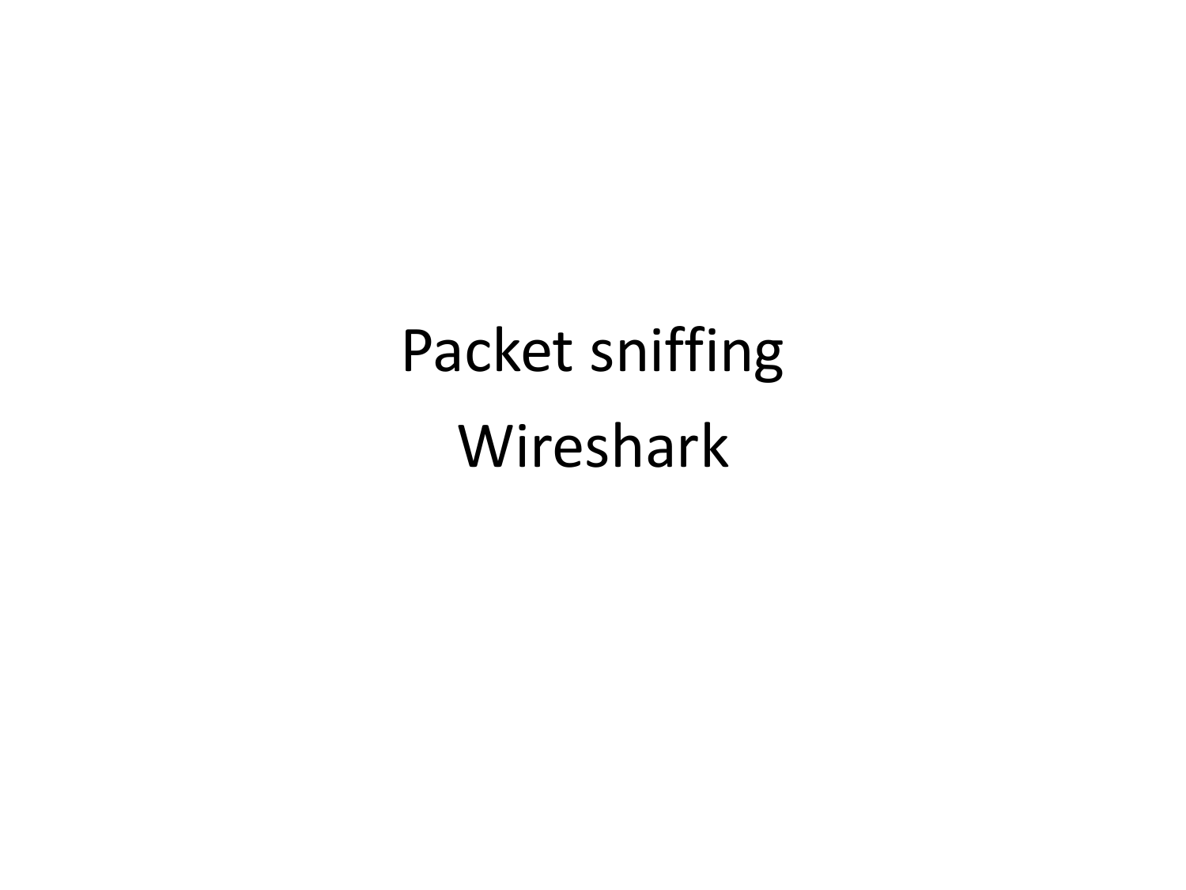# Packet sniffing

# Wireshark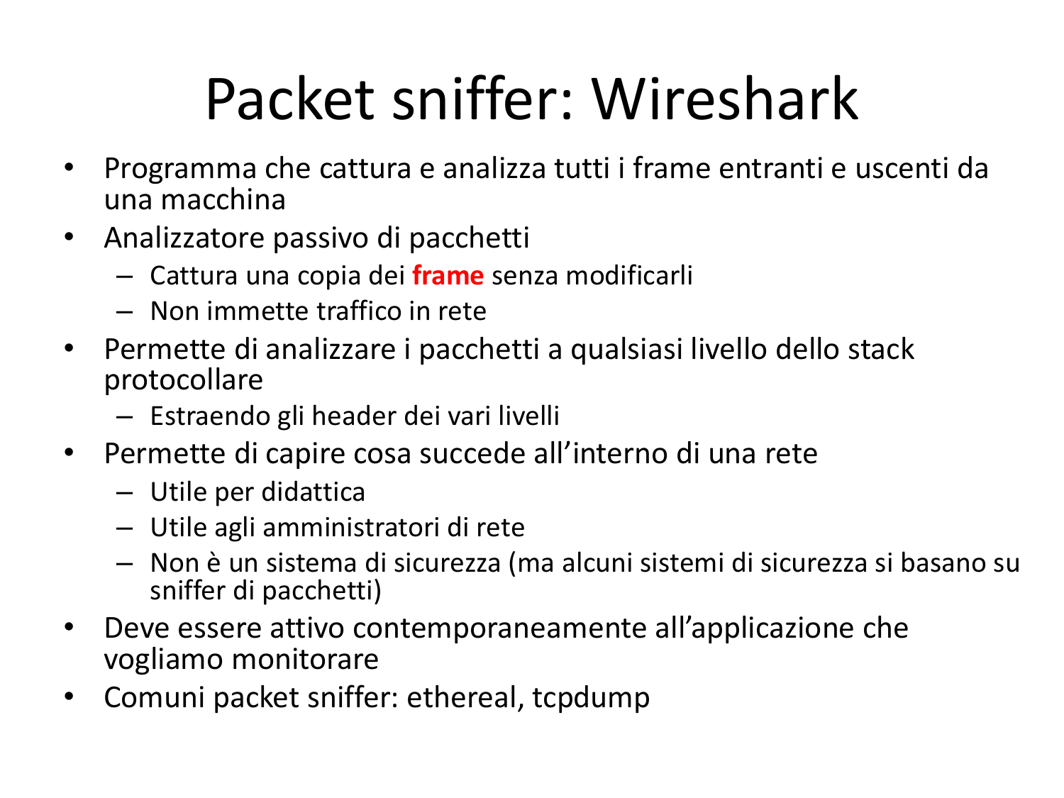# Packet sniffer: Wireshark

- Programma che cattura e analizza tutti i frame entranti e uscenti da una macchina
- Analizzatore passivo di pacchetti
  - Cattura una copia dei **frame** senza modificarli
  - Non immette traffico in rete
- Permette di analizzare i pacchetti a qualsiasi livello dello stack protocollare
  - Estraendo gli header dei vari livelli
- Permette di capire cosa succede all'interno di una rete
  - Utile per didattica
  - Utile agli amministratori di rete
  - Non è un sistema di sicurezza (ma alcuni sistemi di sicurezza si basano su sniffer di pacchetti)
- Deve essere attivo contemporaneamente all'applicazione che vogliamo monitorare
- Comuni packet sniffer: ethereal, tcpdump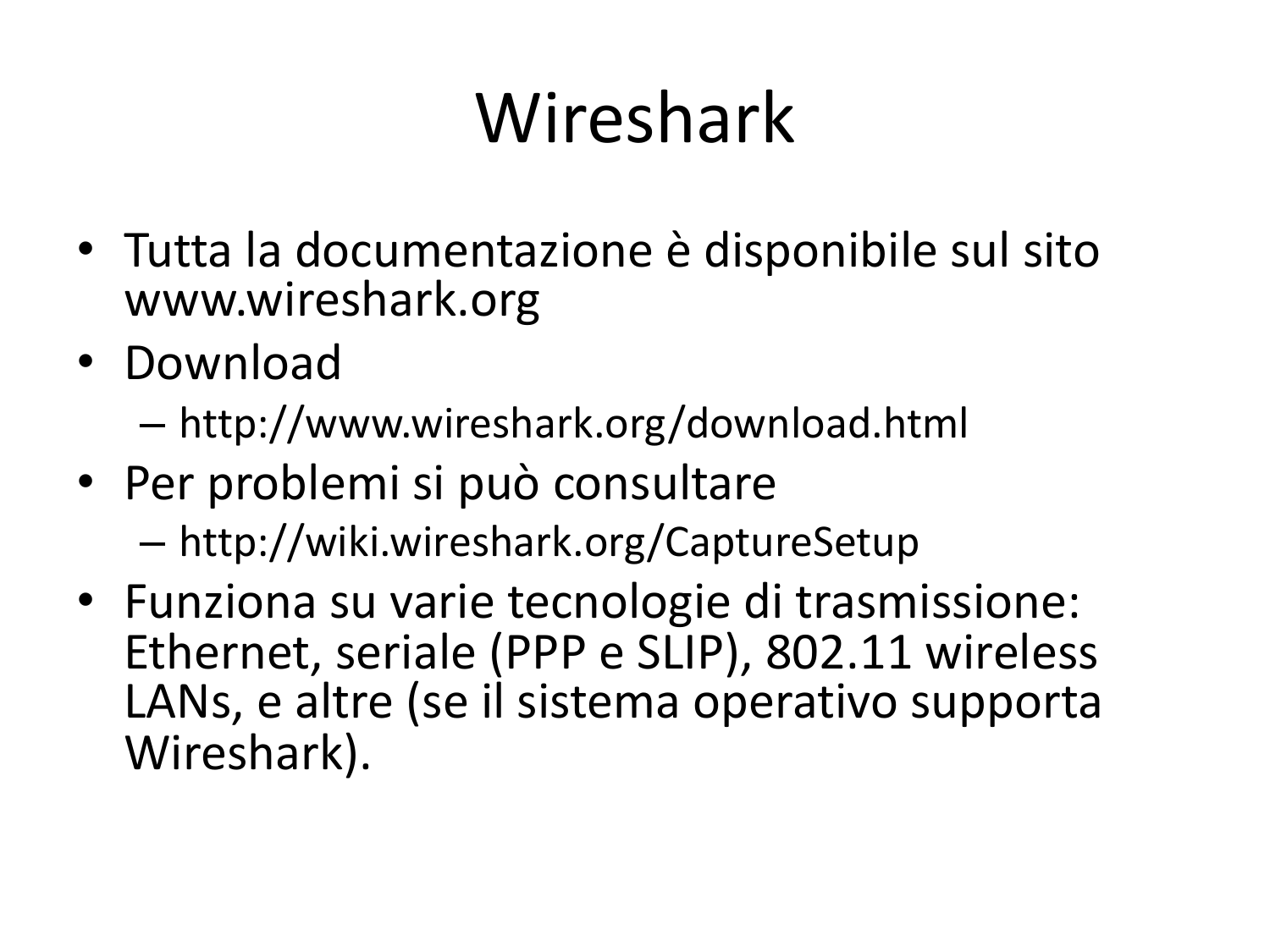# Wireshark

- Tutta la documentazione è disponibile sul sito www.wireshark.org
- Download
  - http://www.wireshark.org/download.html
- Per problemi si può consultare
  - http://wiki.wireshark.org/CaptureSetup
- Funziona su varie tecnologie di trasmissione: Ethernet, seriale (PPP e SLIP), 802.11 wireless LANs, e altre (se il sistema operativo supporta Wireshark).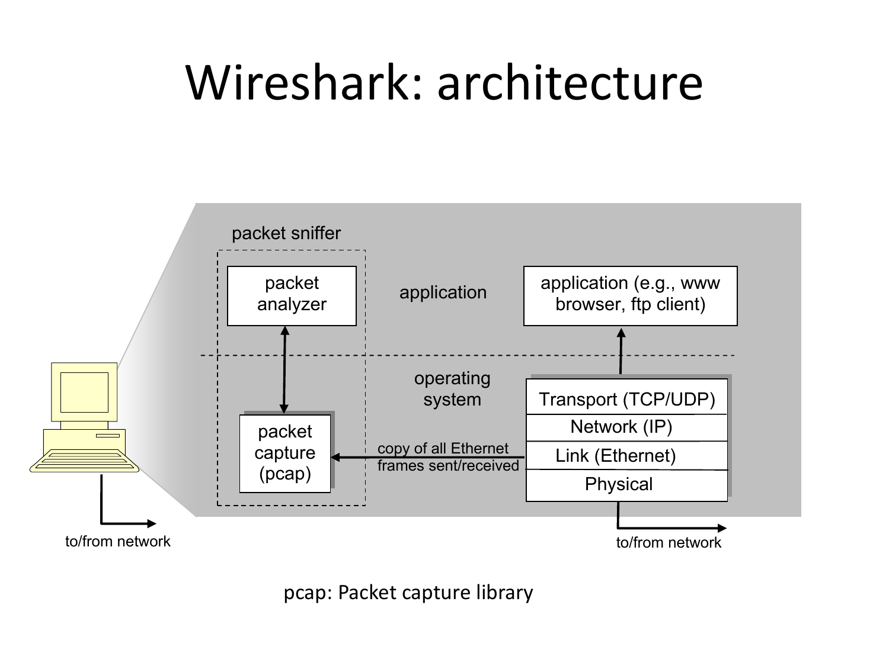# Wireshark: architecture

packet sniffer

packet analyzer

application

application (e.g., www browser, ftp client)

operating system

packet capture (pcap)

copy of all Ethernet frames sent/received

Transport (TCP/UDP)

Network (IP)

Link (Ethernet)

Physical

to/from network

to/from network

pcap: Packet capture library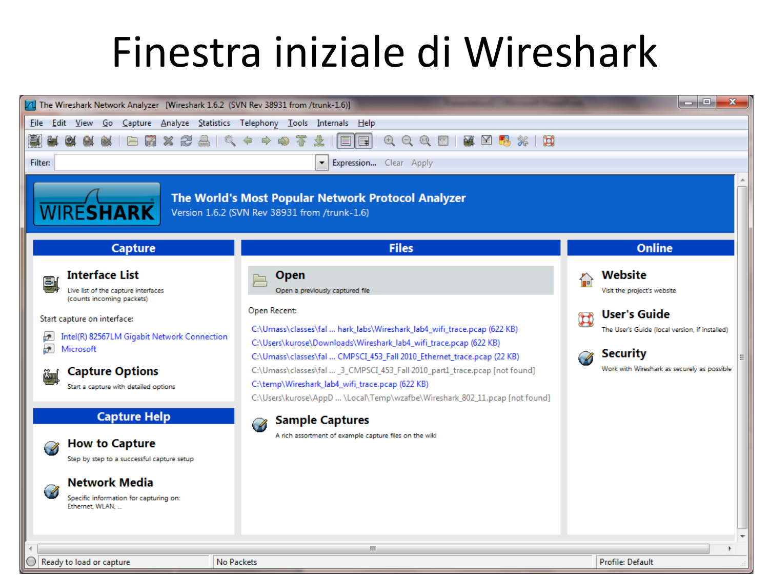# Finestra iniziale di Wireshark

The Wireshark Network Analyzer [Wireshark 1.6.2 (SVN Rev 38931 from /trunk-1.6)]

File Edit View Go Capture Analyze Statistics Telephony Tools Internals Help

Filter: Expression... Clear Apply

**The World's Most Popular Network Protocol Analyzer**
Version 1.6.2 (SVN Rev 38931 from /trunk-1.6)

## Capture

**Interface List**
Live list of the capture interfaces (counts incoming packets)

Start capture on interface:
- Intel(R) 82567LM Gigabit Network Connection
- Microsoft

**Capture Options**
Start a capture with detailed options

## Capture Help

**How to Capture**
Step by step to a successful capture setup

**Network Media**
Specific information for capturing on: Ethernet, WLAN, ...

## Files

**Open**
Open a previously captured file

Open Recent:
- C:\Umass\classes\fal ... hark_labs\Wireshark_lab4_wifi_trace.pcap (622 KB)
- C:\Users\kurose\Downloads\Wireshark_lab4_wifi_trace.pcap (622 KB)
- C:\Umass\classes\fal ... CMPSCI_453_Fall 2010_Ethernet_trace.pcap (22 KB)
- C:\Umass\classes\fal ... _3_CMPSCI_453_Fall 2010_part1_trace.pcap [not found]
- C:\temp\Wireshark_lab4_wifi_trace.pcap (622 KB)
- C:\Users\kurose\AppD ... \Local\Temp\wzafbe\Wireshark_802_11.pcap [not found]

**Sample Captures**
A rich assortment of example capture files on the wiki

## Online

**Website**
Visit the project's website

**User's Guide**
The User's Guide (local version, if installed)

**Security**
Work with Wireshark as securely as possible

Ready to load or capture | No Packets | Profile: Default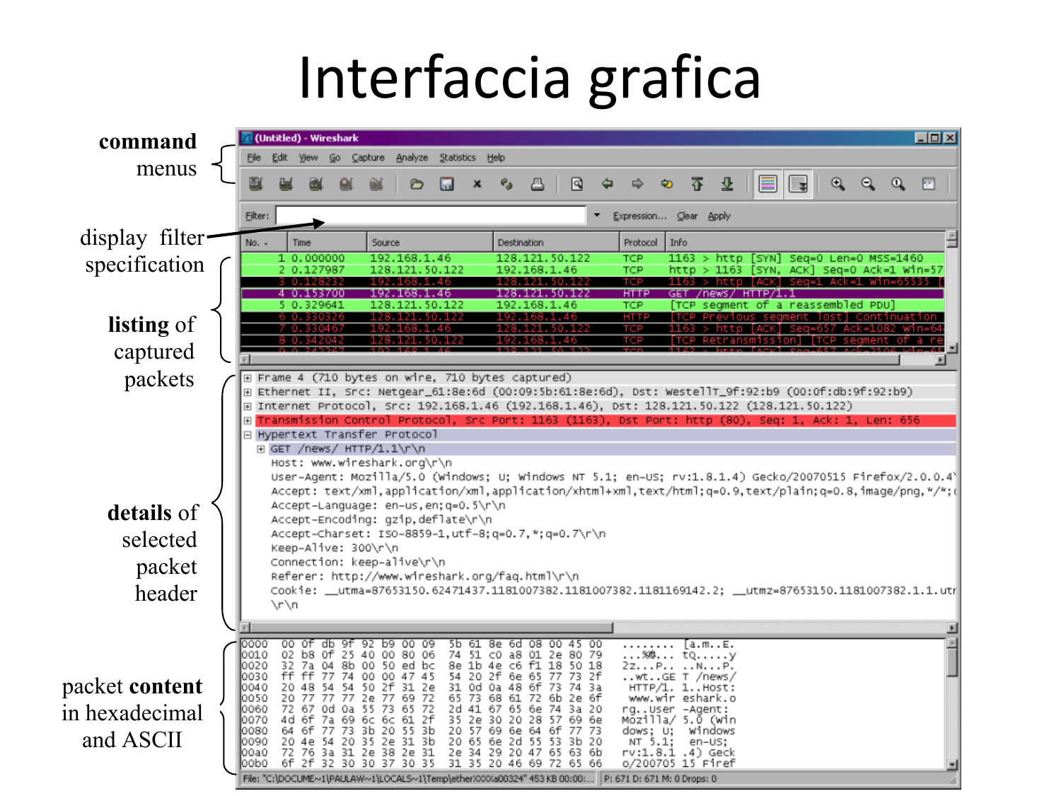# Interfaccia grafica

**command** menus

display filter specification

**listing** of captured packets

**details** of selected packet header

packet **content** in hexadecimal and ASCII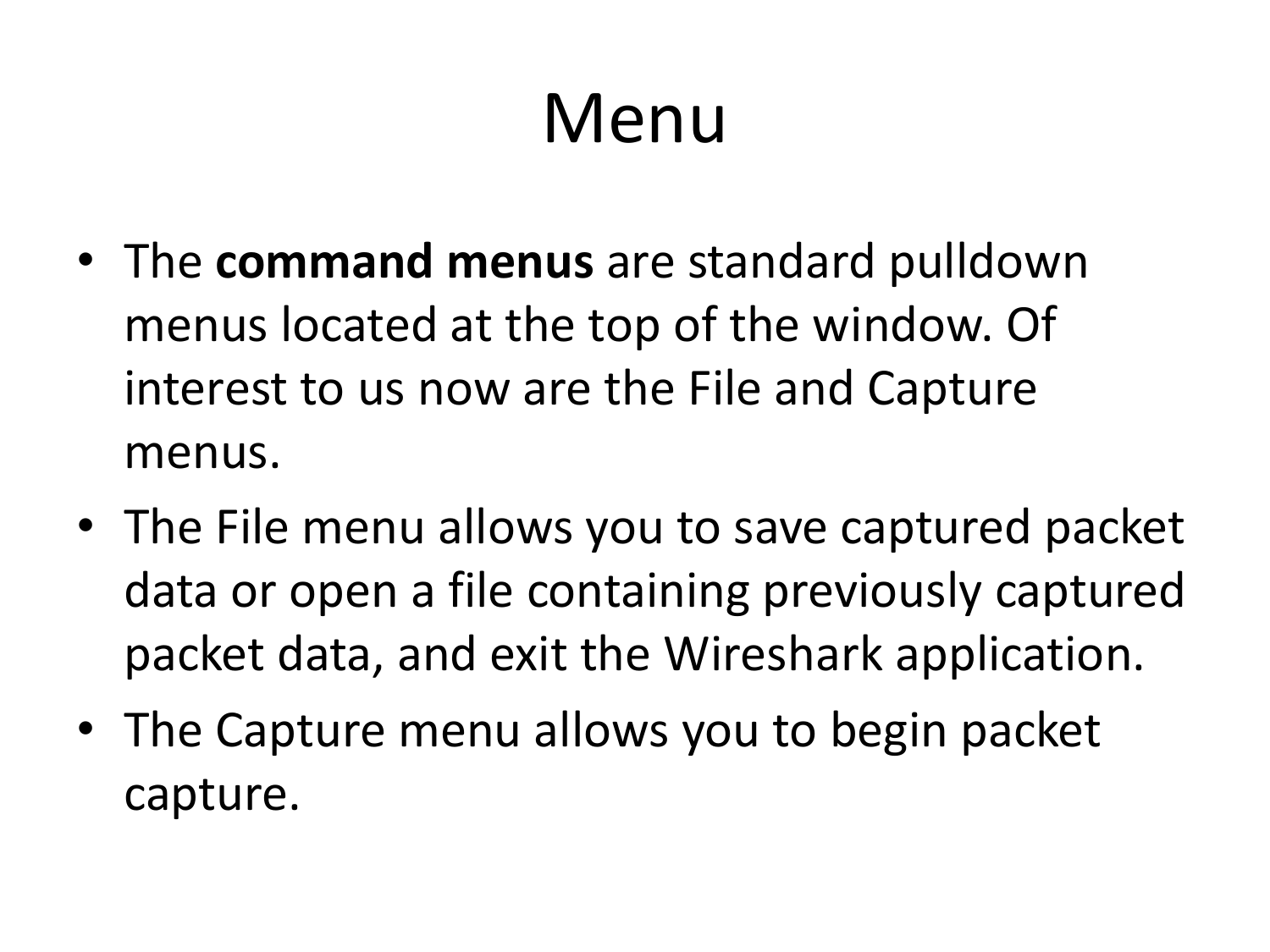# Menu

- The **command menus** are standard pulldown menus located at the top of the window. Of interest to us now are the File and Capture menus.
- The File menu allows you to save captured packet data or open a file containing previously captured packet data, and exit the Wireshark application.
- The Capture menu allows you to begin packet capture.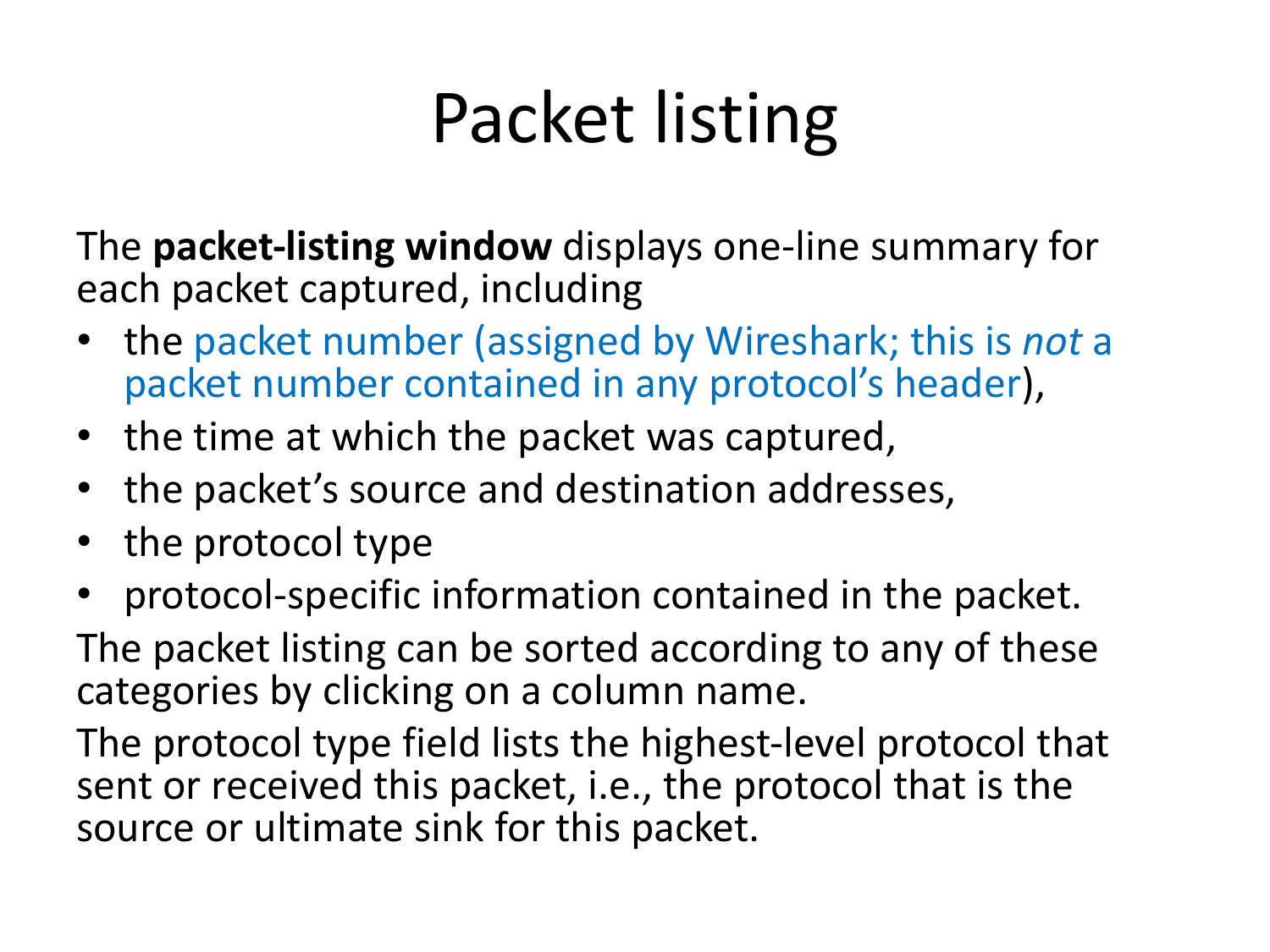# Packet listing

The **packet-listing window** displays one-line summary for each packet captured, including

- the packet number (assigned by Wireshark; this is *not* a packet number contained in any protocol's header),
- the time at which the packet was captured,
- the packet's source and destination addresses,
- the protocol type
- protocol-specific information contained in the packet.

The packet listing can be sorted according to any of these categories by clicking on a column name.

The protocol type field lists the highest-level protocol that sent or received this packet, i.e., the protocol that is the source or ultimate sink for this packet.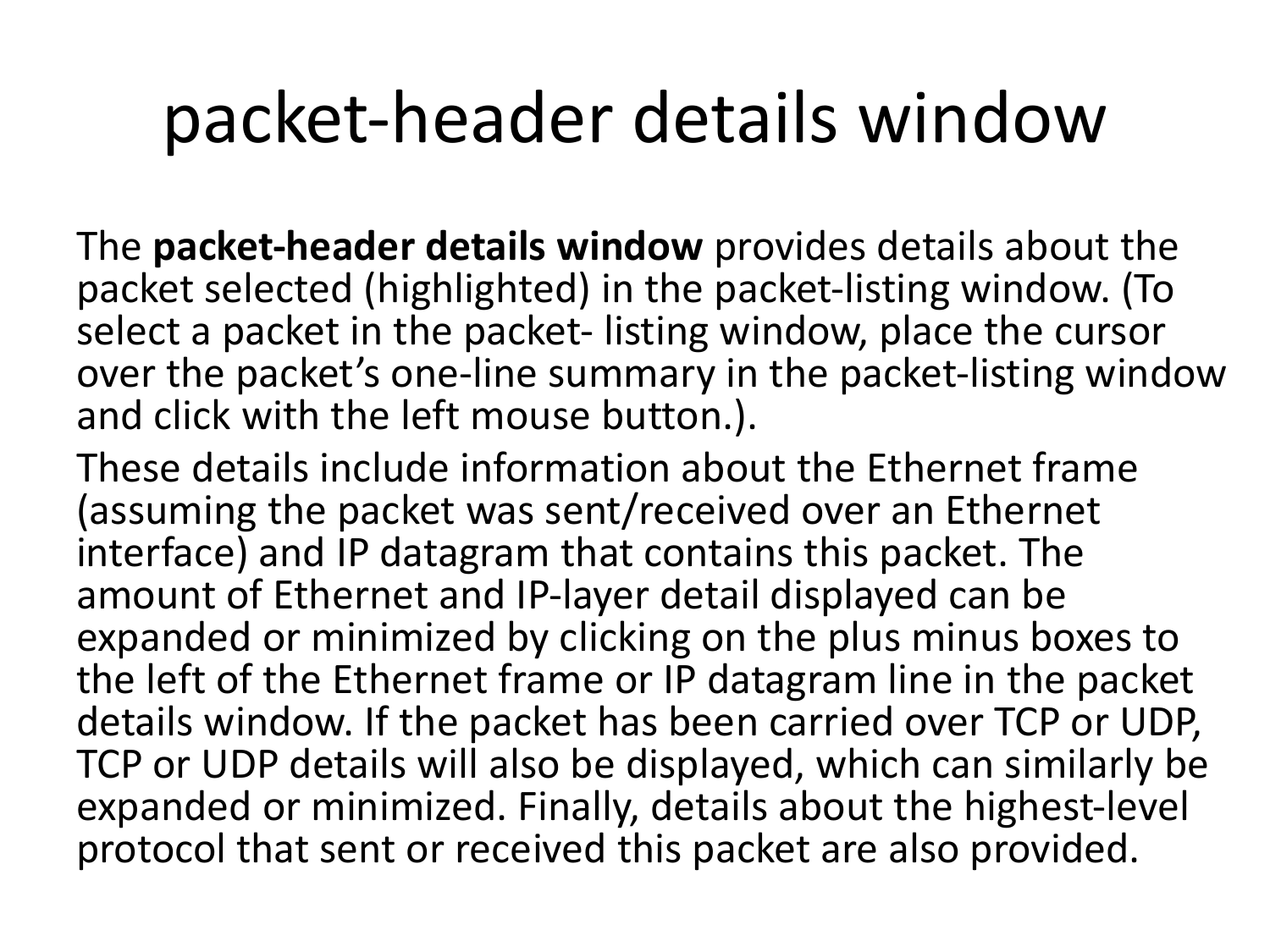# packet-header details window

The **packet-header details window** provides details about the packet selected (highlighted) in the packet-listing window. (To select a packet in the packet- listing window, place the cursor over the packet's one-line summary in the packet-listing window and click with the left mouse button.).

These details include information about the Ethernet frame (assuming the packet was sent/received over an Ethernet interface) and IP datagram that contains this packet. The amount of Ethernet and IP-layer detail displayed can be expanded or minimized by clicking on the plus minus boxes to the left of the Ethernet frame or IP datagram line in the packet details window. If the packet has been carried over TCP or UDP, TCP or UDP details will also be displayed, which can similarly be expanded or minimized. Finally, details about the highest-level protocol that sent or received this packet are also provided.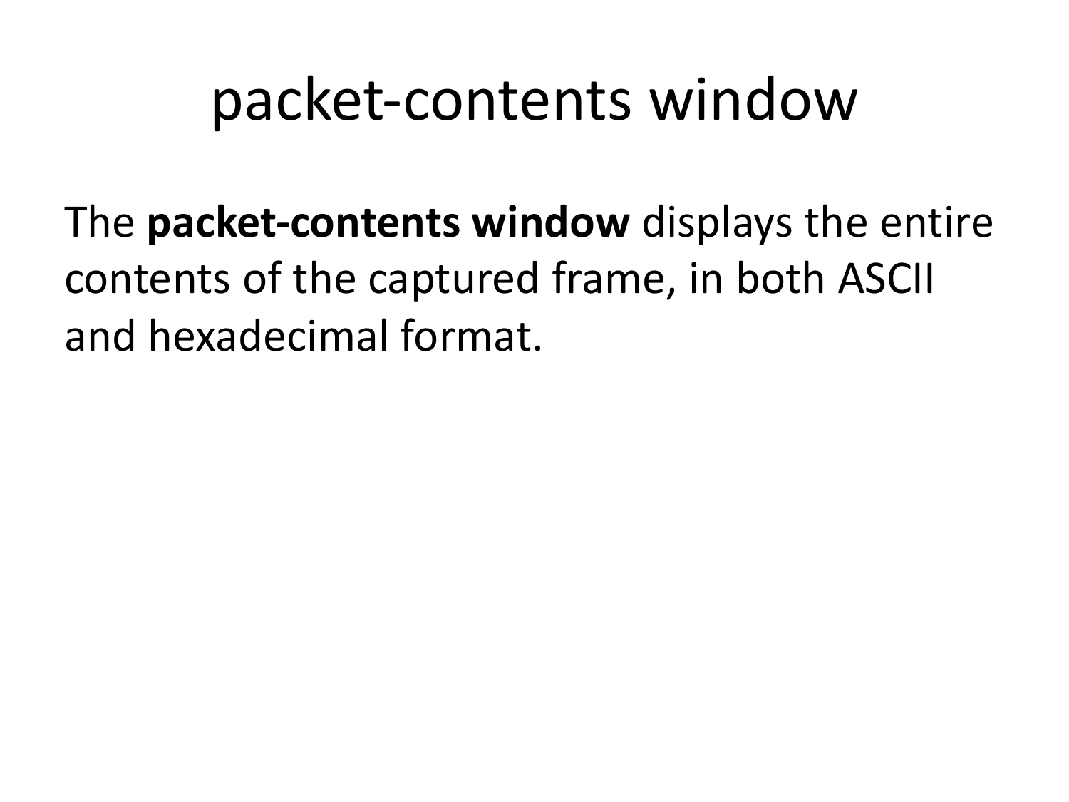# packet-contents window

The **packet-contents window** displays the entire contents of the captured frame, in both ASCII and hexadecimal format.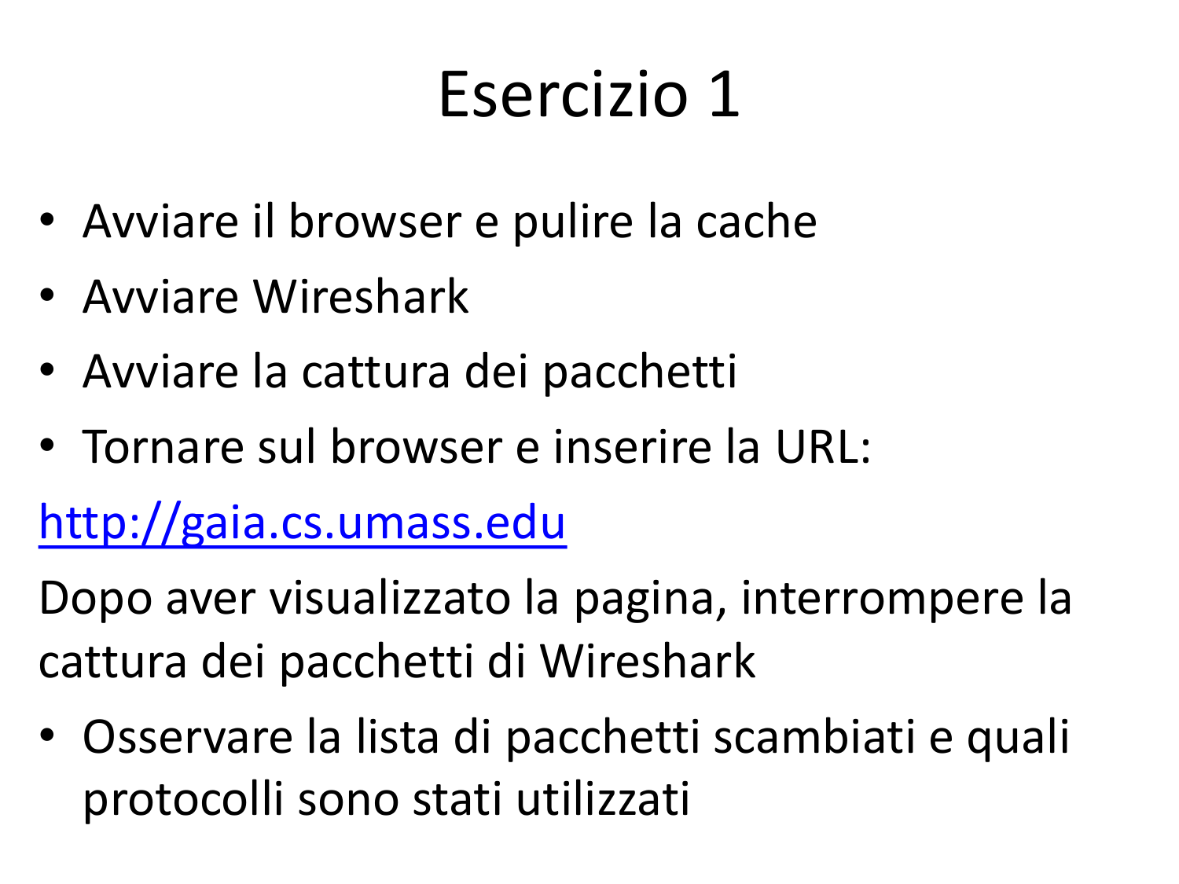# Esercizio 1

- Avviare il browser e pulire la cache
- Avviare Wireshark
- Avviare la cattura dei pacchetti
- Tornare sul browser e inserire la URL:

http://gaia.cs.umass.edu

Dopo aver visualizzato la pagina, interrompere la cattura dei pacchetti di Wireshark

- Osservare la lista di pacchetti scambiati e quali protocolli sono stati utilizzati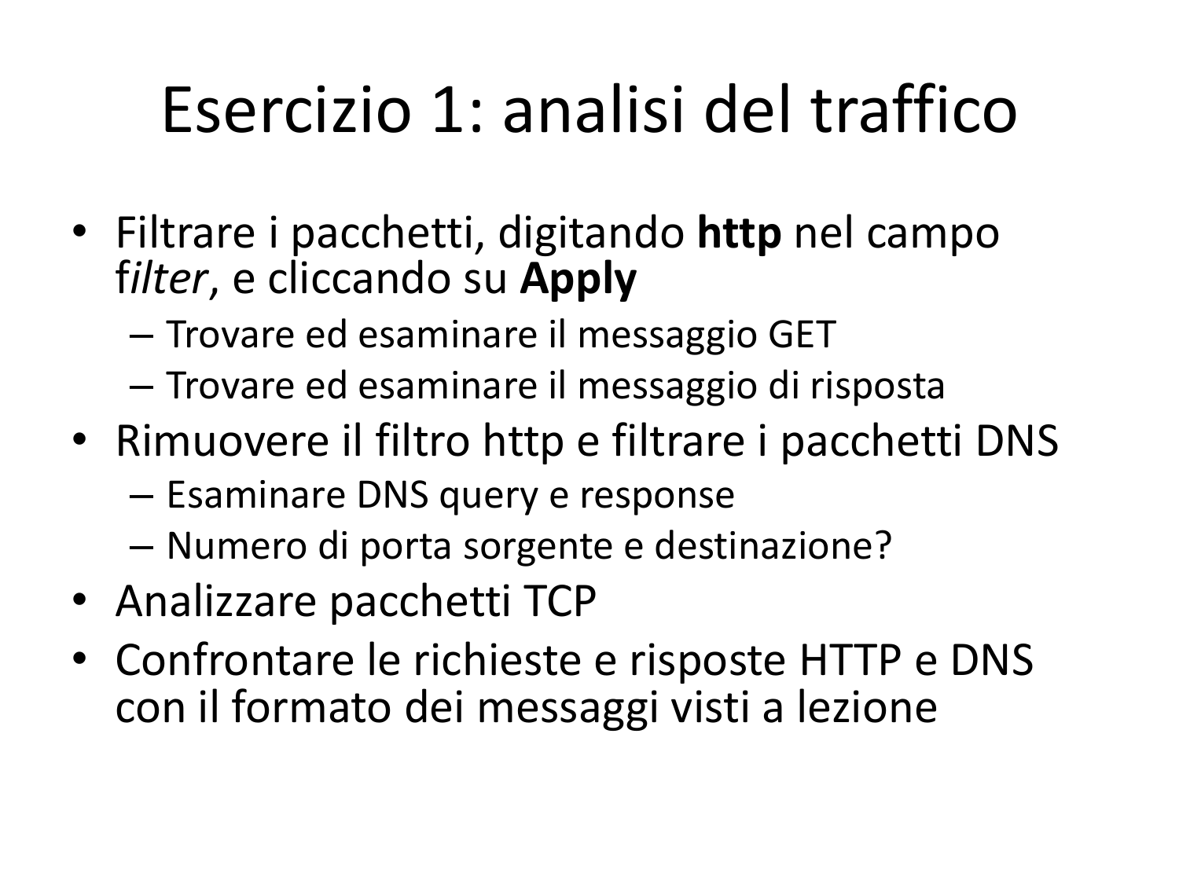# Esercizio 1: analisi del traffico

- Filtrare i pacchetti, digitando **http** nel campo f*ilter*, e cliccando su **Apply**
  - Trovare ed esaminare il messaggio GET
  - Trovare ed esaminare il messaggio di risposta
- Rimuovere il filtro http e filtrare i pacchetti DNS
  - Esaminare DNS query e response
  - Numero di porta sorgente e destinazione?
- Analizzare pacchetti TCP
- Confrontare le richieste e risposte HTTP e DNS con il formato dei messaggi visti a lezione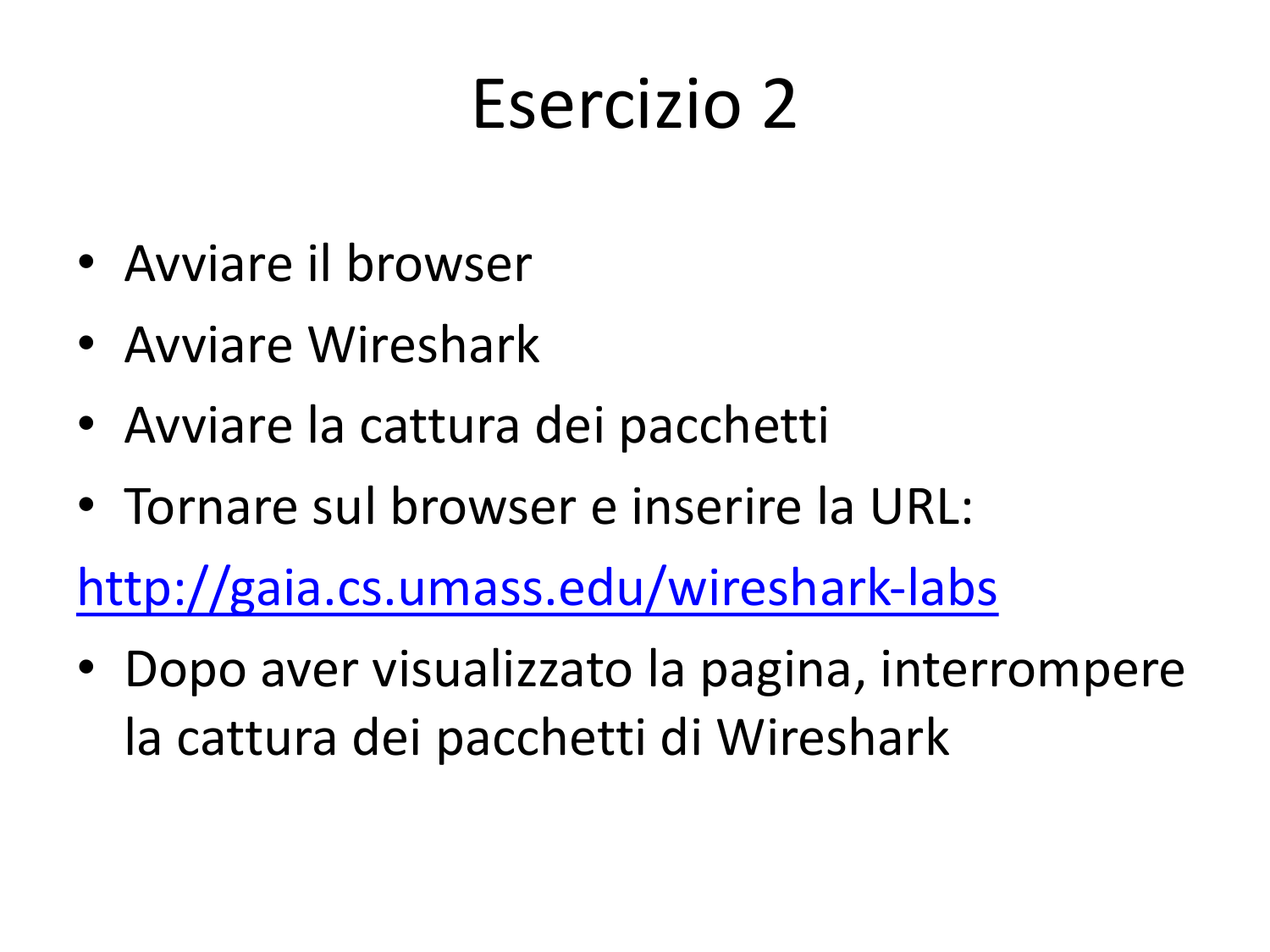# Esercizio 2

- Avviare il browser
- Avviare Wireshark
- Avviare la cattura dei pacchetti
- Tornare sul browser e inserire la URL:

[http://gaia.cs.umass.edu/wireshark-labs](http://gaia.cs.umass.edu/wireshark-labs)

- Dopo aver visualizzato la pagina, interrompere la cattura dei pacchetti di Wireshark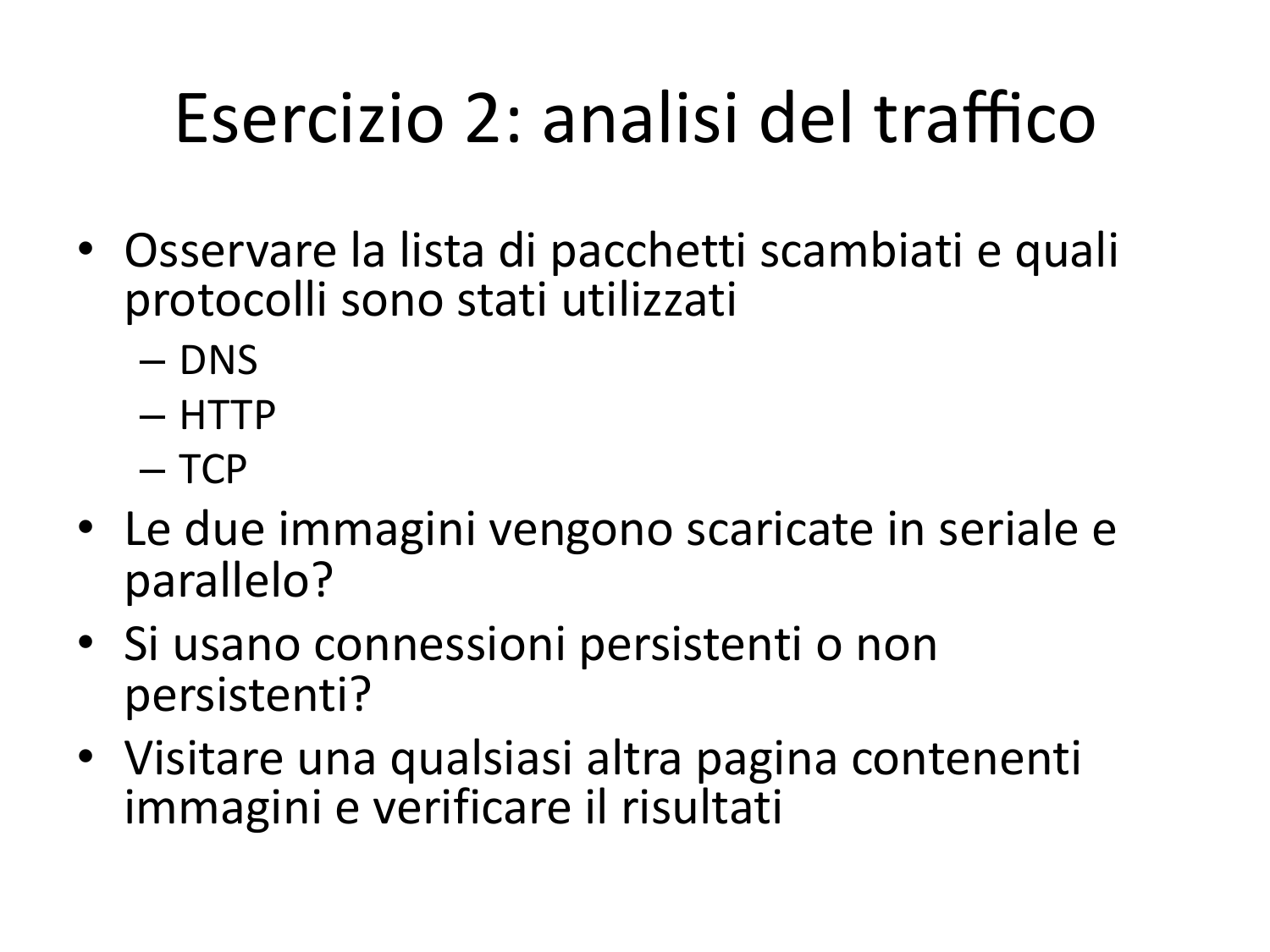# Esercizio 2: analisi del traffico

- Osservare la lista di pacchetti scambiati e quali protocolli sono stati utilizzati
  - DNS
  - HTTP
  - TCP
- Le due immagini vengono scaricate in seriale e parallelo?
- Si usano connessioni persistenti o non persistenti?
- Visitare una qualsiasi altra pagina contenenti immagini e verificare il risultati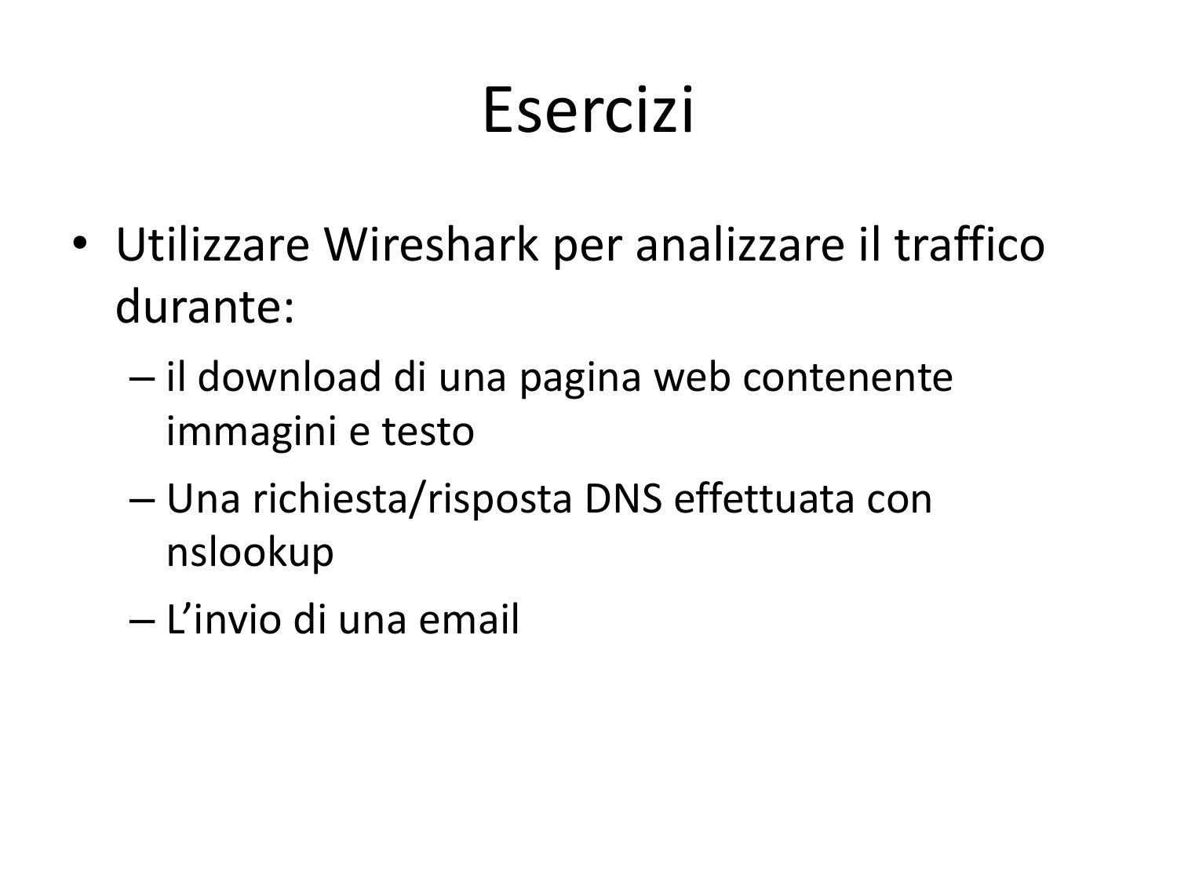# Esercizi

- Utilizzare Wireshark per analizzare il traffico durante:
  - il download di una pagina web contenente immagini e testo
  - Una richiesta/risposta DNS effettuata con nslookup
  - L'invio di una email